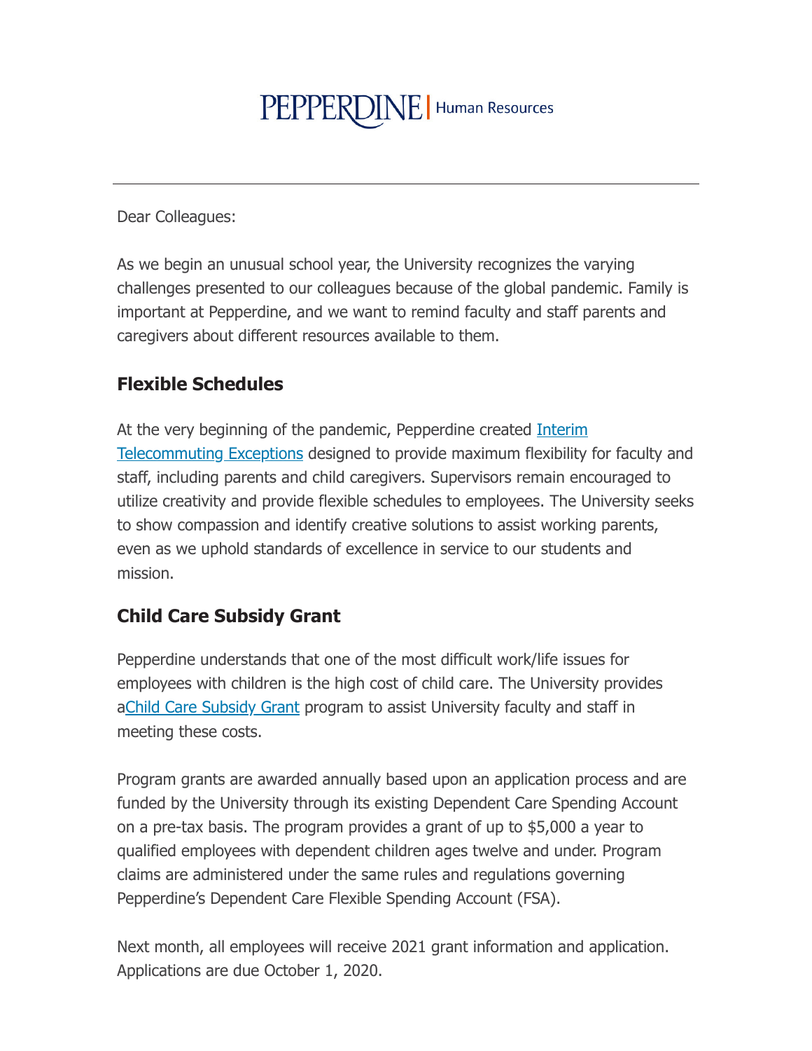PEPPERDINE | Human Resources

---

Dear Colleagues:

As we begin an unusual school year, the University recognizes the varying challenges presented to our colleagues because of the global pandemic. Family is important at Pepperdine, and we want to remind faculty and staff parents and caregivers about different resources available to them.

## Flexible Schedules

At the very beginning of the pandemic, Pepperdine created Interim Telecommuting Exceptions designed to provide maximum flexibility for faculty and staff, including parents and child caregivers. Supervisors remain encouraged to utilize creativity and provide flexible schedules to employees. The University seeks to show compassion and identify creative solutions to assist working parents, even as we uphold standards of excellence in service to our students and mission.

## Child Care Subsidy Grant

Pepperdine understands that one of the most difficult work/life issues for employees with children is the high cost of child care. The University provides aChild Care Subsidy Grant program to assist University faculty and staff in meeting these costs.

Program grants are awarded annually based upon an application process and are funded by the University through its existing Dependent Care Spending Account on a pre-tax basis. The program provides a grant of up to $5,000 a year to qualified employees with dependent children ages twelve and under. Program claims are administered under the same rules and regulations governing Pepperdine's Dependent Care Flexible Spending Account (FSA).

Next month, all employees will receive 2021 grant information and application. Applications are due October 1, 2020.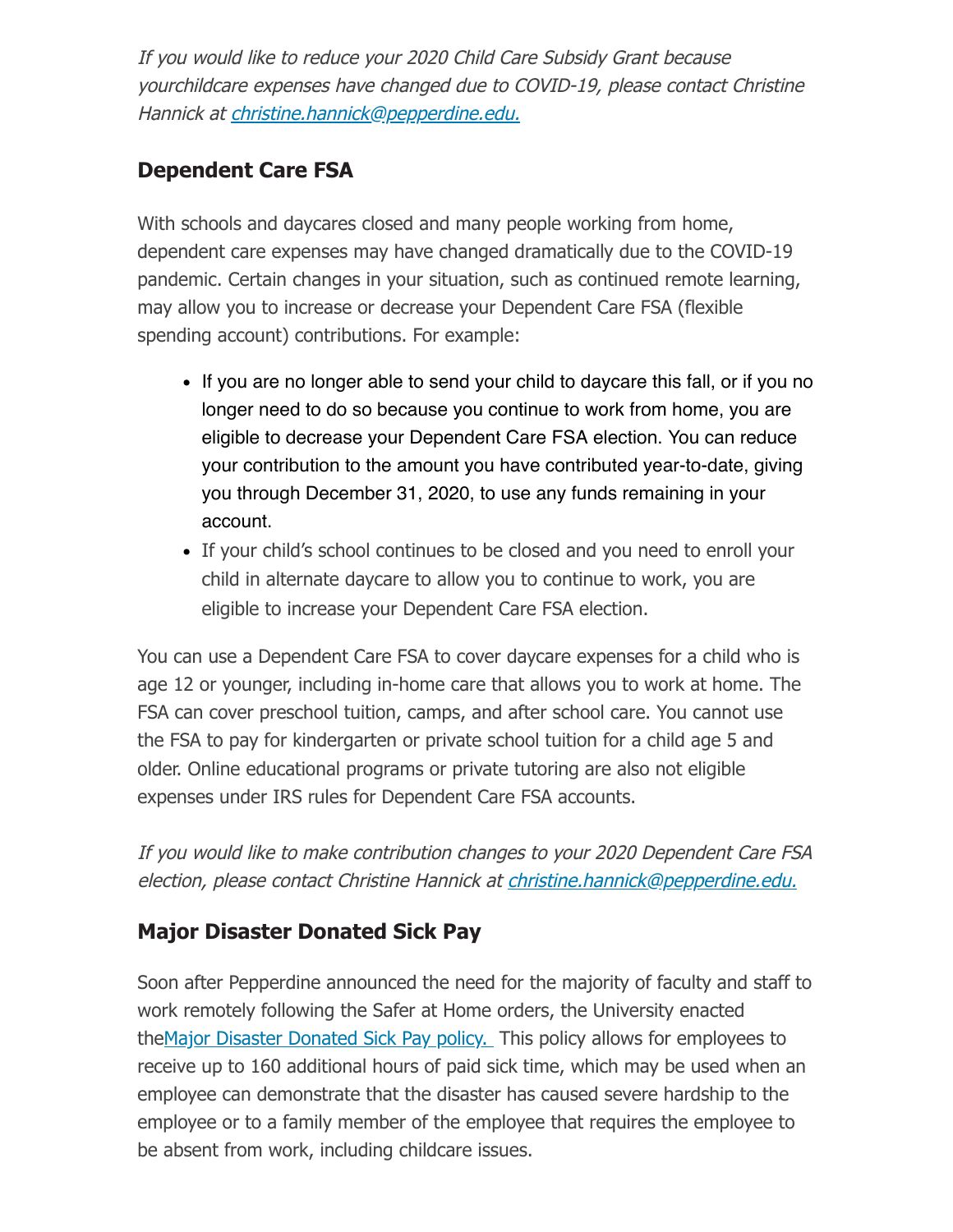*If you would like to reduce your 2020 Child Care Subsidy Grant because yourchildcare expenses have changed due to COVID-19, please contact Christine Hannick at [christine.hannick@pepperdine.edu.](mailto:christine.hannick@pepperdine.edu)*

## Dependent Care FSA

With schools and daycares closed and many people working from home, dependent care expenses may have changed dramatically due to the COVID-19 pandemic. Certain changes in your situation, such as continued remote learning, may allow you to increase or decrease your Dependent Care FSA (flexible spending account) contributions. For example:

- If you are no longer able to send your child to daycare this fall, or if you no longer need to do so because you continue to work from home, you are eligible to decrease your Dependent Care FSA election. You can reduce your contribution to the amount you have contributed year-to-date, giving you through December 31, 2020, to use any funds remaining in your account.
- If your child's school continues to be closed and you need to enroll your child in alternate daycare to allow you to continue to work, you are eligible to increase your Dependent Care FSA election.

You can use a Dependent Care FSA to cover daycare expenses for a child who is age 12 or younger, including in-home care that allows you to work at home. The FSA can cover preschool tuition, camps, and after school care. You cannot use the FSA to pay for kindergarten or private school tuition for a child age 5 and older. Online educational programs or private tutoring are also not eligible expenses under IRS rules for Dependent Care FSA accounts.

*If you would like to make contribution changes to your 2020 Dependent Care FSA election, please contact Christine Hannick at [christine.hannick@pepperdine.edu.](mailto:christine.hannick@pepperdine.edu)*

## Major Disaster Donated Sick Pay

Soon after Pepperdine announced the need for the majority of faculty and staff to work remotely following the Safer at Home orders, the University enacted the[Major Disaster Donated Sick Pay policy.](#) This policy allows for employees to receive up to 160 additional hours of paid sick time, which may be used when an employee can demonstrate that the disaster has caused severe hardship to the employee or to a family member of the employee that requires the employee to be absent from work, including childcare issues.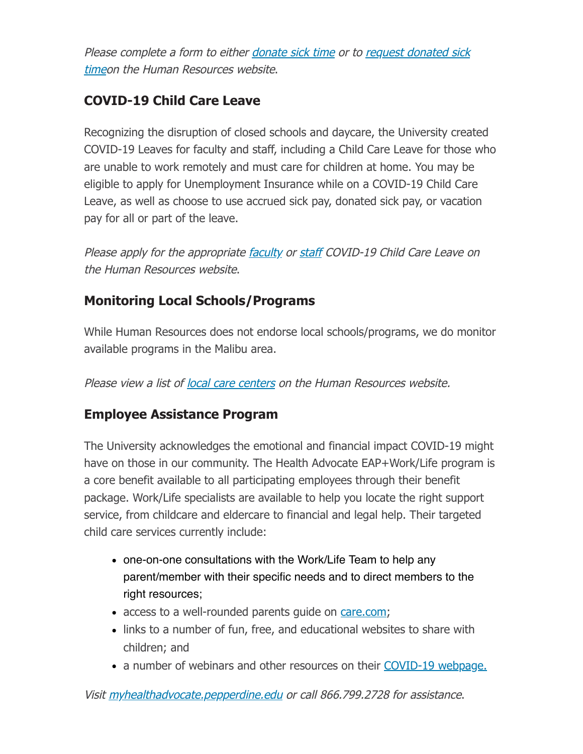*Please complete a form to either donate sick time or to request donated sick timeon the Human Resources website.*

### COVID-19 Child Care Leave

Recognizing the disruption of closed schools and daycare, the University created COVID-19 Leaves for faculty and staff, including a Child Care Leave for those who are unable to work remotely and must care for children at home. You may be eligible to apply for Unemployment Insurance while on a COVID-19 Child Care Leave, as well as choose to use accrued sick pay, donated sick pay, or vacation pay for all or part of the leave.

*Please apply for the appropriate faculty or staff COVID-19 Child Care Leave on the Human Resources website.*

### Monitoring Local Schools/Programs

While Human Resources does not endorse local schools/programs, we do monitor available programs in the Malibu area.

*Please view a list of local care centers on the Human Resources website.*

### Employee Assistance Program

The University acknowledges the emotional and financial impact COVID-19 might have on those in our community. The Health Advocate EAP+Work/Life program is a core benefit available to all participating employees through their benefit package. Work/Life specialists are available to help you locate the right support service, from childcare and eldercare to financial and legal help. Their targeted child care services currently include:

- one-on-one consultations with the Work/Life Team to help any parent/member with their specific needs and to direct members to the right resources;
- access to a well-rounded parents guide on care.com;
- links to a number of fun, free, and educational websites to share with children; and
- a number of webinars and other resources on their COVID-19 webpage.

*Visit myhealthadvocate.pepperdine.edu or call 866.799.2728 for assistance.*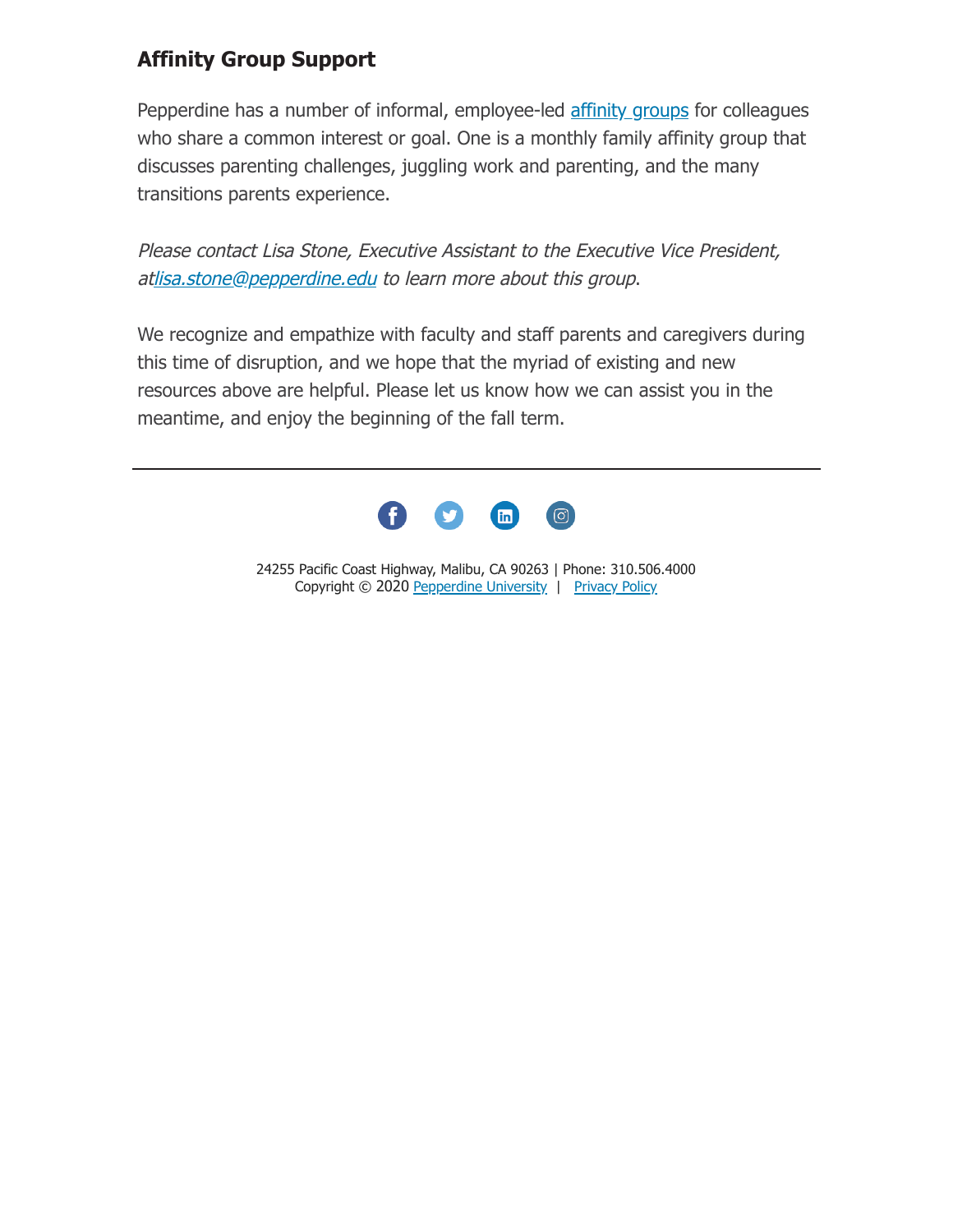## Affinity Group Support

Pepperdine has a number of informal, employee-led affinity groups for colleagues who share a common interest or goal. One is a monthly family affinity group that discusses parenting challenges, juggling work and parenting, and the many transitions parents experience.

*Please contact Lisa Stone, Executive Assistant to the Executive Vice President, atlisa.stone@pepperdine.edu to learn more about this group*.

We recognize and empathize with faculty and staff parents and caregivers during this time of disruption, and we hope that the myriad of existing and new resources above are helpful. Please let us know how we can assist you in the meantime, and enjoy the beginning of the fall term.

---

24255 Pacific Coast Highway, Malibu, CA 90263 | Phone: 310.506.4000
Copyright © 2020 Pepperdine University | Privacy Policy